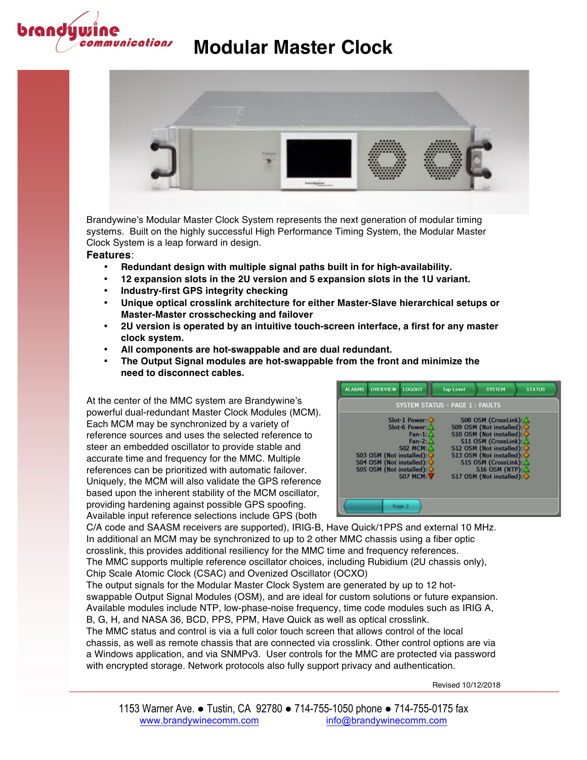# Modular Master Clock

Brandywine's Modular Master Clock System represents the next generation of modular timing systems. Built on the highly successful High Performance Timing System, the Modular Master Clock System is a leap forward in design.

**Features**:

- **Redundant design with multiple signal paths built in for high-availability.**
- **12 expansion slots in the 2U version and 5 expansion slots in the 1U variant.**
- **Industry-first GPS integrity checking**
- **Unique optical crosslink architecture for either Master-Slave hierarchical setups or Master-Master crosschecking and failover**
- **2U version is operated by an intuitive touch-screen interface, a first for any master clock system.**
- **All components are hot-swappable and are dual redundant.**
- **The Output Signal modules are hot-swappable from the front and minimize the need to disconnect cables.**

At the center of the MMC system are Brandywine's powerful dual-redundant Master Clock Modules (MCM). Each MCM may be synchronized by a variety of reference sources and uses the selected reference to steer an embedded oscillator to provide stable and accurate time and frequency for the MMC. Multiple references can be prioritized with automatic failover. Uniquely, the MCM will also validate the GPS reference based upon the inherent stability of the MCM oscillator, providing hardening against possible GPS spoofing. Available input reference selections include GPS (both C/A code and SAASM receivers are supported), IRIG-B, Have Quick/1PPS and external 10 MHz. In additional an MCM may be synchronized to up to 2 other MMC chassis using a fiber optic crosslink, this provides additional resiliency for the MMC time and frequency references.

The MMC supports multiple reference oscillator choices, including Rubidium (2U chassis only), Chip Scale Atomic Clock (CSAC) and Ovenized Oscillator (OCXO)

The output signals for the Modular Master Clock System are generated by up to 12 hot-swappable Output Signal Modules (OSM), and are ideal for custom solutions or future expansion. Available modules include NTP, low-phase-noise frequency, time code modules such as IRIG A, B, G, H, and NASA 36, BCD, PPS, PPM, Have Quick as well as optical crosslink.

The MMC status and control is via a full color touch screen that allows control of the local chassis, as well as remote chassis that are connected via crosslink. Other control options are via a Windows application, and via SNMPv3. User controls for the MMC are protected via password with encrypted storage. Network protocols also fully support privacy and authentication.

Revised 10/12/2018

1153 Warner Ave. ● Tustin, CA 92780 ● 714-755-1050 phone ● 714-755-0175 fax
www.brandywinecomm.com info@brandywinecomm.com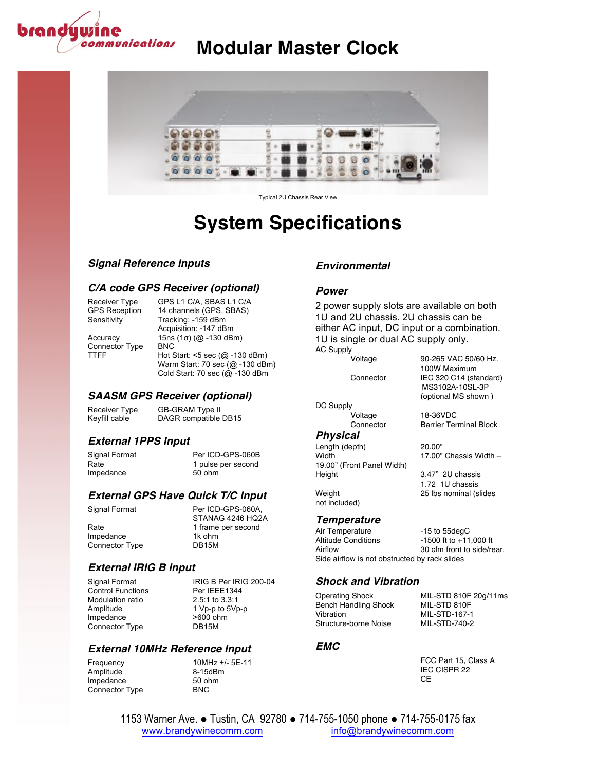# Modular Master Clock

Typical 2U Chassis Rear View

## System Specifications

### *Signal Reference Inputs*

### *C/A code GPS Receiver (optional)*

| | |
|---|---|
| Receiver Type | GPS L1 C/A, SBAS L1 C/A |
| GPS Reception | 14 channels (GPS, SBAS) |
| Sensitivity | Tracking: -159 dBm<br>Acquisition: -147 dBm |
| Accuracy | 15ns (1σ) (@ -130 dBm) |
| Connector Type | BNC |
| TTFF | Hot Start: <5 sec (@ -130 dBm)<br>Warm Start: 70 sec (@ -130 dBm)<br>Cold Start: 70 sec (@ -130 dBm |

### *SAASM GPS Receiver (optional)*

| | |
|---|---|
| Receiver Type | GB-GRAM Type II |
| Keyfill cable | DAGR compatible DB15 |

### *External 1PPS Input*

| | |
|---|---|
| Signal Format | Per ICD-GPS-060B |
| Rate | 1 pulse per second |
| Impedance | 50 ohm |

### *External GPS Have Quick T/C Input*

| | |
|---|---|
| Signal Format | Per ICD-GPS-060A, STANAG 4246 HQ2A |
| Rate | 1 frame per second |
| Impedance | 1k ohm |
| Connector Type | DB15M |

### *External IRIG B Input*

| | |
|---|---|
| Signal Format | IRIG B Per IRIG 200-04 |
| Control Functions | Per IEEE1344 |
| Modulation ratio | 2.5:1 to 3.3:1 |
| Amplitude | 1 Vp-p to 5Vp-p |
| Impedance | >600 ohm |
| Connector Type | DB15M |

### *External 10MHz Reference Input*

| | |
|---|---|
| Frequency | 10MHz +/- 5E-11 |
| Amplitude | 8-15dBm |
| Impedance | 50 ohm |
| Connector Type | BNC |

### *Environmental*

### *Power*

2 power supply slots are available on both 1U and 2U chassis. 2U chassis can be either AC input, DC input or a combination. 1U is single or dual AC supply only.

AC Supply

| | |
|---|---|
| Voltage | 90-265 VAC 50/60 Hz.<br>100W Maximum |
| Connector | IEC 320 C14 (standard)<br>MS3102A-10SL-3P<br>(optional MS shown ) |

DC Supply

| | |
|---|---|
| Voltage | 18-36VDC |
| Connector | Barrier Terminal Block |

### *Physical*

| | |
|---|---|
| Length (depth) | 20.00” |
| Width | 17.00” Chassis Width – 19.00” (Front Panel Width) |
| Height | 3.47” 2U chassis<br>1.72 1U chassis |
| Weight | 25 lbs nominal (slides not included) |

### *Temperature*

| | |
|---|---|
| Air Temperature | -15 to 55degC |
| Altitude Conditions | -1500 ft to +11,000 ft |
| Airflow | 30 cfm front to side/rear. |

Side airflow is not obstructed by rack slides

### *Shock and Vibration*

| | |
|---|---|
| Operating Shock | MIL-STD 810F 20g/11ms |
| Bench Handling Shock | MIL-STD 810F |
| Vibration | MIL-STD-167-1 |
| Structure-borne Noise | MIL-STD-740-2 |

### *EMC*

FCC Part 15, Class A  
IEC CISPR 22  
CE

1153 Warner Ave. ● Tustin, CA 92780 ● 714-755-1050 phone ● 714-755-0175 fax  
www.brandywinecomm.com info@brandywinecomm.com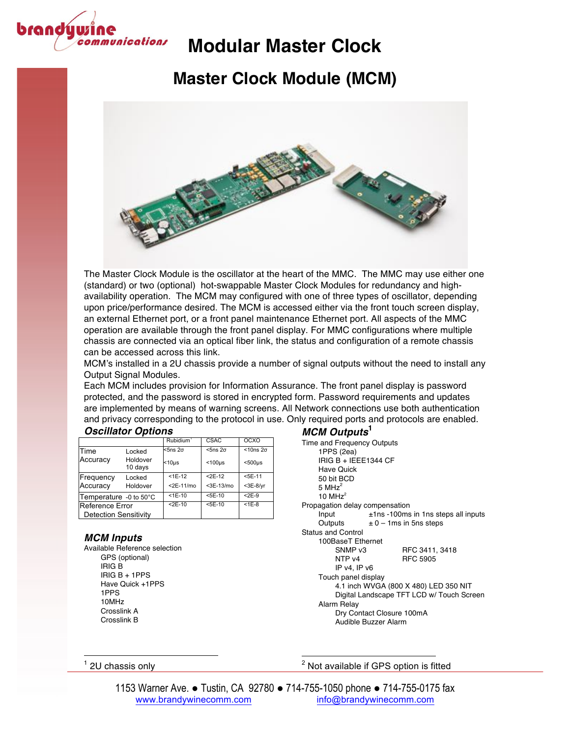# Modular Master Clock

## Master Clock Module (MCM)

The Master Clock Module is the oscillator at the heart of the MMC. The MMC may use either one (standard) or two (optional) hot-swappable Master Clock Modules for redundancy and high-availability operation. The MCM may configured with one of three types of oscillator, depending upon price/performance desired. The MCM is accessed either via the front touch screen display, an external Ethernet port, or a front panel maintenance Ethernet port. All aspects of the MMC operation are available through the front panel display. For MMC configurations where multiple chassis are connected via an optical fiber link, the status and configuration of a remote chassis can be accessed across this link.

MCM's installed in a 2U chassis provide a number of signal outputs without the need to install any Output Signal Modules.

Each MCM includes provision for Information Assurance. The front panel display is password protected, and the password is stored in encrypted form. Password requirements and updates are implemented by means of warning screens. All Network connections use both authentication and privacy corresponding to the protocol in use. Only required ports and protocols are enabled.

### *Oscillator Options*

| | | Rubidium[1] | CSAC | OCXO |
|---|---|---|---|---|
| Time Accuracy | Locked | <5ns 2σ | <5ns 2σ | <10ns 2σ |
| | Holdover 10 days | <10µs | <100µs | <500µs |
| Frequency Accuracy | Locked | <1E-12 | <2E-12 | <5E-11 |
| | Holdover | <2E-11/mo | <3E-13/mo | <3E-8/yr |
| Temperature | -0 to 50°C | <1E-10 | <5E-10 | <2E-9 |
| Reference Error Detection Sensitivity | | <2E-10 | <5E-10 | <1E-8 |

### *MCM Inputs*

Available Reference selection
- GPS (optional)
- IRIG B
- IRIG B + 1PPS
- Have Quick +1PPS
- 1PPS
- 10MHz
- Crosslink A
- Crosslink B

### *MCM Outputs*[1]

Time and Frequency Outputs
- 1PPS (2ea)
- IRIG B + IEEE1344 CF
- Have Quick
- 50 bit BCD
- 5 MHz[2]
- 10 MHz[2]

Propagation delay compensation
- Input: ±1ns -100ms in 1ns steps all inputs
- Outputs: ± 0 – 1ms in 5ns steps

Status and Control
- 100BaseT Ethernet
  - SNMP v3 — RFC 3411, 3418
  - NTP v4 — RFC 5905
  - IP v4, IP v6
- Touch panel display
  - 4.1 inch WVGA (800 X 480) LED 350 NIT
  - Digital Landscape TFT LCD w/ Touch Screen
- Alarm Relay
  - Dry Contact Closure 100mA
  - Audible Buzzer Alarm

[1] 2U chassis only

[2] Not available if GPS option is fitted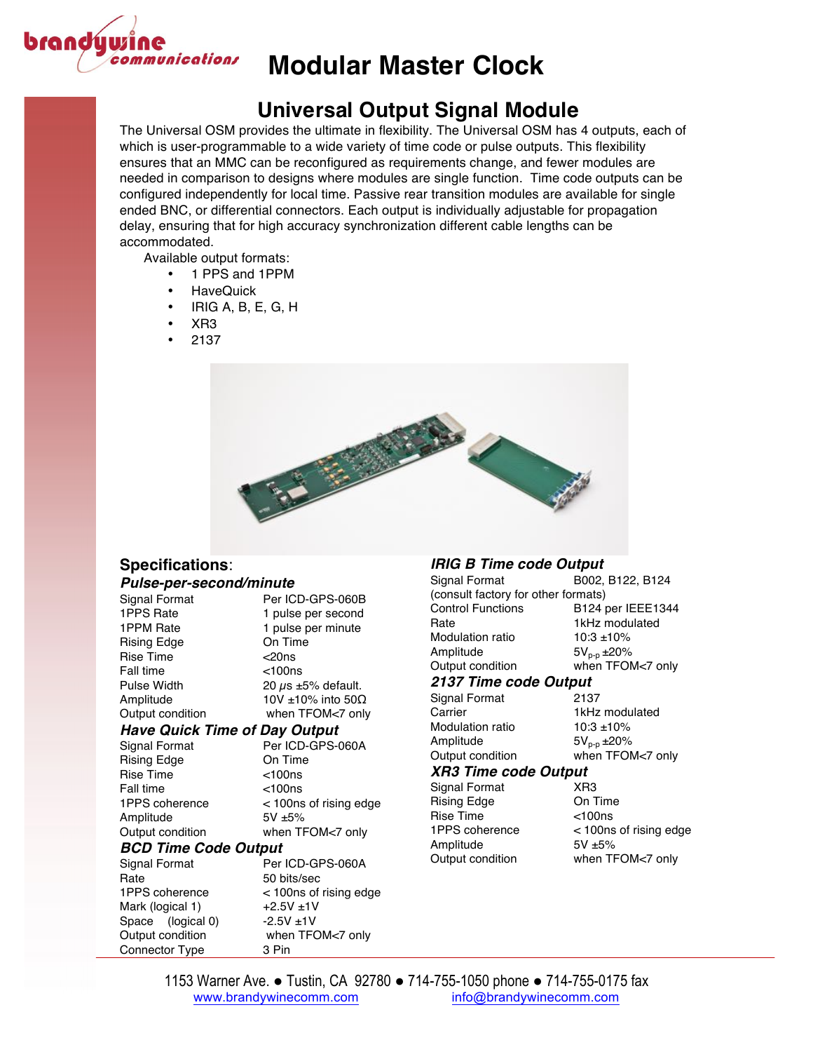# Modular Master Clock

## Universal Output Signal Module

The Universal OSM provides the ultimate in flexibility. The Universal OSM has 4 outputs, each of which is user-programmable to a wide variety of time code or pulse outputs. This flexibility ensures that an MMC can be reconfigured as requirements change, and fewer modules are needed in comparison to designs where modules are single function. Time code outputs can be configured independently for local time. Passive rear transition modules are available for single ended BNC, or differential connectors. Each output is individually adjustable for propagation delay, ensuring that for high accuracy synchronization different cable lengths can be accommodated.

Available output formats:

- 1 PPS and 1PPM
- HaveQuick
- IRIG A, B, E, G, H
- XR3
- 2137

### Specifications:

#### *Pulse-per-second/minute*

| | |
|---|---|
| Signal Format | Per ICD-GPS-060B |
| 1PPS Rate | 1 pulse per second |
| 1PPM Rate | 1 pulse per minute |
| Rising Edge | On Time |
| Rise Time | <20ns |
| Fall time | <100ns |
| Pulse Width | 20 μs ±5% default. |
| Amplitude | 10V ±10% into 50Ω |
| Output condition | when TFOM<7 only |

#### *Have Quick Time of Day Output*

| | |
|---|---|
| Signal Format | Per ICD-GPS-060A |
| Rising Edge | On Time |
| Rise Time | <100ns |
| Fall time | <100ns |
| 1PPS coherence | < 100ns of rising edge |
| Amplitude | 5V ±5% |
| Output condition | when TFOM<7 only |

#### *BCD Time Code Output*

| | |
|---|---|
| Signal Format | Per ICD-GPS-060A |
| Rate | 50 bits/sec |
| 1PPS coherence | < 100ns of rising edge |
| Mark (logical 1) | +2.5V ±1V |
| Space (logical 0) | -2.5V ±1V |
| Output condition | when TFOM<7 only |
| Connector Type | 3 Pin |

#### *IRIG B Time code Output*

| | |
|---|---|
| Signal Format | B002, B122, B124 |
| (consult factory for other formats) | |
| Control Functions | B124 per IEEE1344 |
| Rate | 1kHz modulated |
| Modulation ratio | 10:3 ±10% |
| Amplitude | $5V_{p-p}$ ±20% |
| Output condition | when TFOM<7 only |

#### *2137 Time code Output*

| | |
|---|---|
| Signal Format | 2137 |
| Carrier | 1kHz modulated |
| Modulation ratio | 10:3 ±10% |
| Amplitude | $5V_{p-p}$ ±20% |
| Output condition | when TFOM<7 only |

#### *XR3 Time code Output*

| | |
|---|---|
| Signal Format | XR3 |
| Rising Edge | On Time |
| Rise Time | <100ns |
| 1PPS coherence | < 100ns of rising edge |
| Amplitude | 5V ±5% |
| Output condition | when TFOM<7 only |

1153 Warner Ave. ● Tustin, CA 92780 ● 714-755-1050 phone ● 714-755-0175 fax
www.brandywinecomm.com info@brandywinecomm.com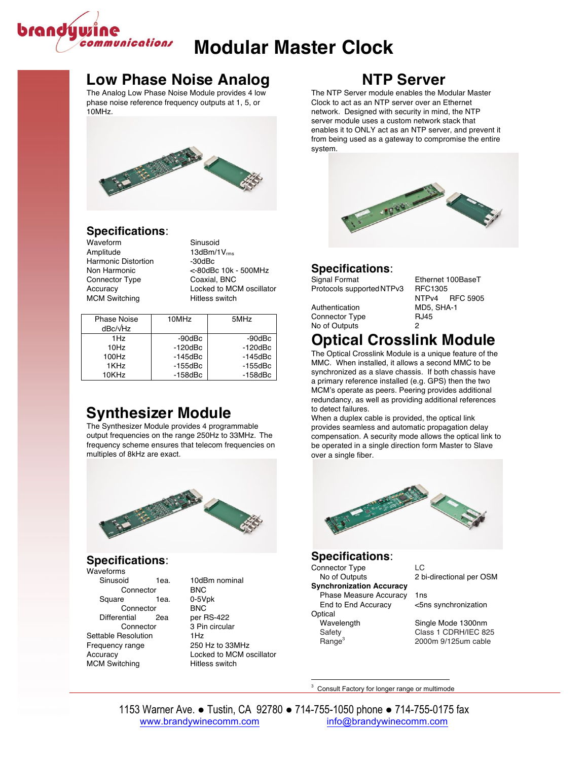# Modular Master Clock

## Low Phase Noise Analog

The Analog Low Phase Noise Module provides 4 low phase noise reference frequency outputs at 1, 5, or 10MHz.

### Specifications:

| | |
|---|---|
| Waveform | Sinusoid |
| Amplitude | 13dBm/1V$_{rms}$ |
| Harmonic Distortion | -30dBc |
| Non Harmonic | <-80dBc 10k - 500MHz |
| Connector Type | Coaxial, BNC |
| Accuracy | Locked to MCM oscillator |
| MCM Switching | Hitless switch |

| Phase Noise dBc/√Hz | 10MHz | 5MHz |
|---|---|---|
| 1Hz | -90dBc | -90dBc |
| 10Hz | -120dBc | -120dBc |
| 100Hz | -145dBc | -145dBc |
| 1KHz | -155dBc | -155dBc |
| 10KHz | -158dBc | -158dBc |

## Synthesizer Module

The Synthesizer Module provides 4 programmable output frequencies on the range 250Hz to 33MHz. The frequency scheme ensures that telecom frequencies on multiples of 8kHz are exact.

### Specifications:

| | | |
|---|---|---|
| Waveforms | | |
| Sinusoid | 1ea. | 10dBm nominal |
| Connector | | BNC |
| Square | 1ea. | 0-5Vpk |
| Connector | | BNC |
| Differential | 2ea | per RS-422 |
| Connector | | 3 Pin circular |
| Settable Resolution | | 1Hz |
| Frequency range | | 250 Hz to 33MHz |
| Accuracy | | Locked to MCM oscillator |
| MCM Switching | | Hitless switch |

## NTP Server

The NTP Server module enables the Modular Master Clock to act as an NTP server over an Ethernet network. Designed with security in mind, the NTP server module uses a custom network stack that enables it to ONLY act as an NTP server, and prevent it from being used as a gateway to compromise the entire system.

### Specifications:

| | |
|---|---|
| Signal Format | Ethernet 100BaseT |
| Protocols supported NTPv3 | RFC1305 |
| NTPv4 | RFC 5905 |
| Authentication | MD5, SHA-1 |
| Connector Type | RJ45 |
| No of Outputs | 2 |

## Optical Crosslink Module

The Optical Crosslink Module is a unique feature of the MMC. When installed, it allows a second MMC to be synchronized as a slave chassis. If both chassis have a primary reference installed (e.g. GPS) then the two MCM's operate as peers. Peering provides additional redundancy, as well as providing additional references to detect failures.

When a duplex cable is provided, the optical link provides seamless and automatic propagation delay compensation. A security mode allows the optical link to be operated in a single direction form Master to Slave over a single fiber.

### Specifications:

| | |
|---|---|
| Connector Type | LC |
| No of Outputs | 2 bi-directional per OSM |
| **Synchronization Accuracy** | |
| Phase Measure Accuracy | 1ns |
| End to End Accuracy | <5ns synchronization |
| Optical | |
| Wavelength | Single Mode 1300nm |
| Safety | Class 1 CDRH/IEC 825 |
| Range[3] | 2000m 9/125um cable |

[3] Consult Factory for longer range or multimode

1153 Warner Ave. ● Tustin, CA 92780 ● 714-755-1050 phone ● 714-755-0175 fax
www.brandywinecomm.com info@brandywinecomm.com